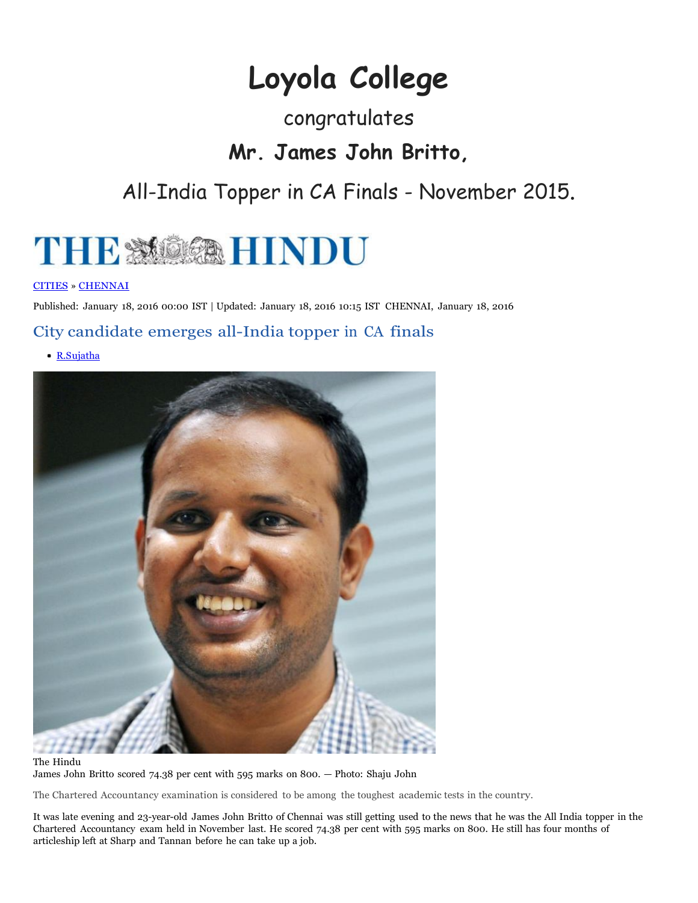# Loyola College

congratulates

## Mr. James John Britto,

All-India Topper in CA Finals - November 2015.

THE HINDU

[CITIES](#) » [CHENNAI](#)

Published: January 18, 2016 00:00 IST | Updated: January 18, 2016 10:15 IST CHENNAI, January 18, 2016

## City candidate emerges all-India topper in CA finals

- [R.Sujatha](#)

The Hindu
James John Britto scored 74.38 per cent with 595 marks on 800. — Photo: Shaju John

The Chartered Accountancy examination is considered to be among the toughest academic tests in the country.

It was late evening and 23-year-old James John Britto of Chennai was still getting used to the news that he was the All India topper in the Chartered Accountancy exam held in November last. He scored 74.38 per cent with 595 marks on 800. He still has four months of articleship left at Sharp and Tannan before he can take up a job.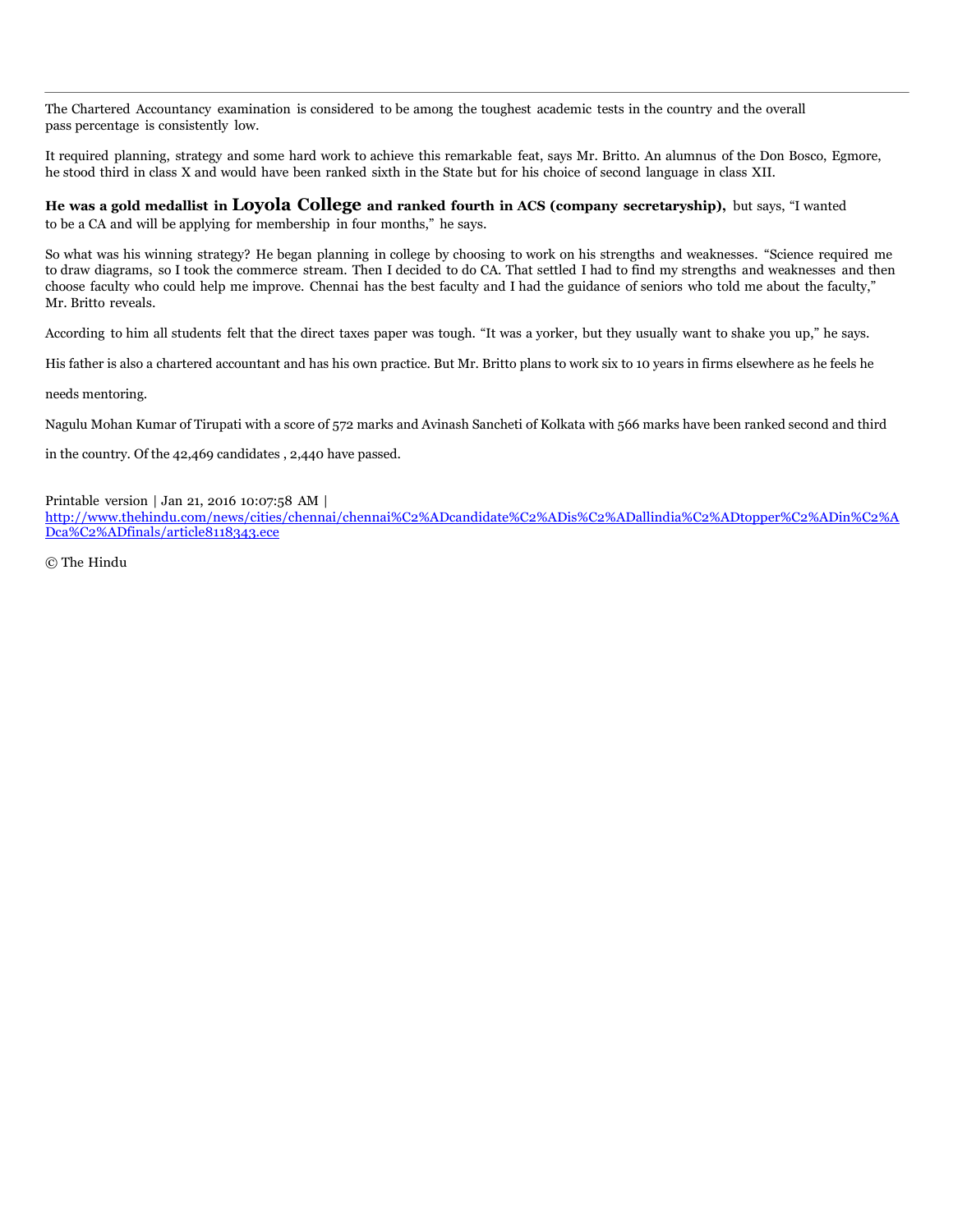The Chartered Accountancy examination is considered to be among the toughest academic tests in the country and the overall pass percentage is consistently low.

It required planning, strategy and some hard work to achieve this remarkable feat, says Mr. Britto. An alumnus of the Don Bosco, Egmore, he stood third in class X and would have been ranked sixth in the State but for his choice of second language in class XII.

**He was a gold medallist in Loyola College and ranked fourth in ACS (company secretaryship),** but says, "I wanted to be a CA and will be applying for membership in four months," he says.

So what was his winning strategy? He began planning in college by choosing to work on his strengths and weaknesses. "Science required me to draw diagrams, so I took the commerce stream. Then I decided to do CA. That settled I had to find my strengths and weaknesses and then choose faculty who could help me improve. Chennai has the best faculty and I had the guidance of seniors who told me about the faculty," Mr. Britto reveals.

According to him all students felt that the direct taxes paper was tough. "It was a yorker, but they usually want to shake you up," he says.

His father is also a chartered accountant and has his own practice. But Mr. Britto plans to work six to 10 years in firms elsewhere as he feels he needs mentoring.

Nagulu Mohan Kumar of Tirupati with a score of 572 marks and Avinash Sancheti of Kolkata with 566 marks have been ranked second and third in the country. Of the 42,469 candidates , 2,440 have passed.

Printable version | Jan 21, 2016 10:07:58 AM | http://www.thehindu.com/news/cities/chennai/chennai%C2%ADcandidate%C2%ADis%C2%ADallindia%C2%ADtopper%C2%ADin%C2%ADca%C2%ADfinals/article8118343.ece

© The Hindu